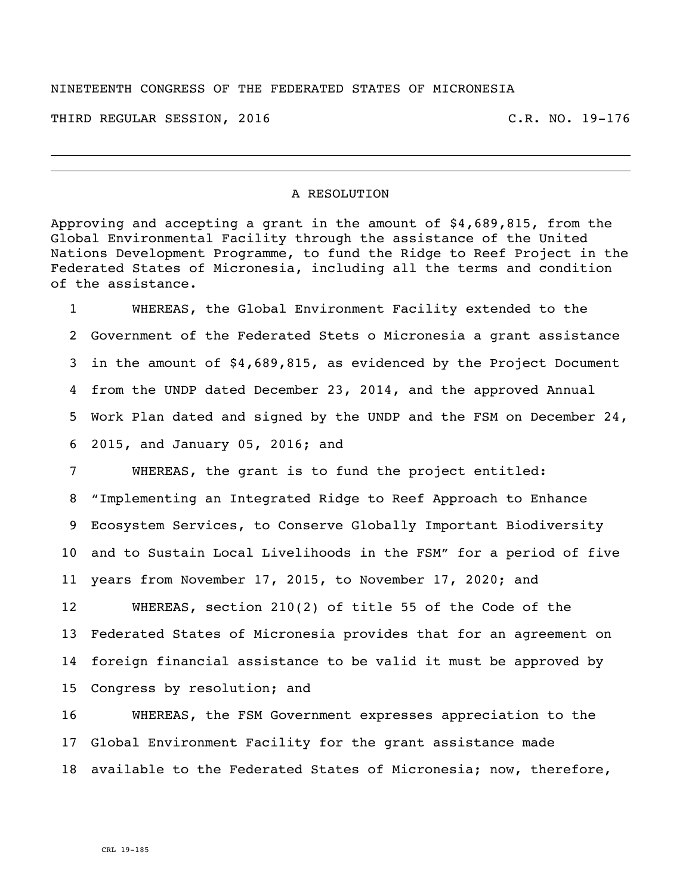NINETEENTH CONGRESS OF THE FEDERATED STATES OF MICRONESIA

THIRD REGULAR SESSION, 2016 C.R. NO. 19-176

---

## A RESOLUTION

Approving and accepting a grant in the amount of $4,689,815, from the Global Environmental Facility through the assistance of the United Nations Development Programme, to fund the Ridge to Reef Project in the Federated States of Micronesia, including all the terms and condition of the assistance.

1 WHEREAS, the Global Environment Facility extended to the
2 Government of the Federated Stets o Micronesia a grant assistance
3 in the amount of $4,689,815, as evidenced by the Project Document
4 from the UNDP dated December 23, 2014, and the approved Annual
5 Work Plan dated and signed by the UNDP and the FSM on December 24,
6 2015, and January 05, 2016; and

7 WHEREAS, the grant is to fund the project entitled:
8 "Implementing an Integrated Ridge to Reef Approach to Enhance
9 Ecosystem Services, to Conserve Globally Important Biodiversity
10 and to Sustain Local Livelihoods in the FSM" for a period of five
11 years from November 17, 2015, to November 17, 2020; and

12 WHEREAS, section 210(2) of title 55 of the Code of the
13 Federated States of Micronesia provides that for an agreement on
14 foreign financial assistance to be valid it must be approved by
15 Congress by resolution; and

16 WHEREAS, the FSM Government expresses appreciation to the
17 Global Environment Facility for the grant assistance made
18 available to the Federated States of Micronesia; now, therefore,

CRL 19-185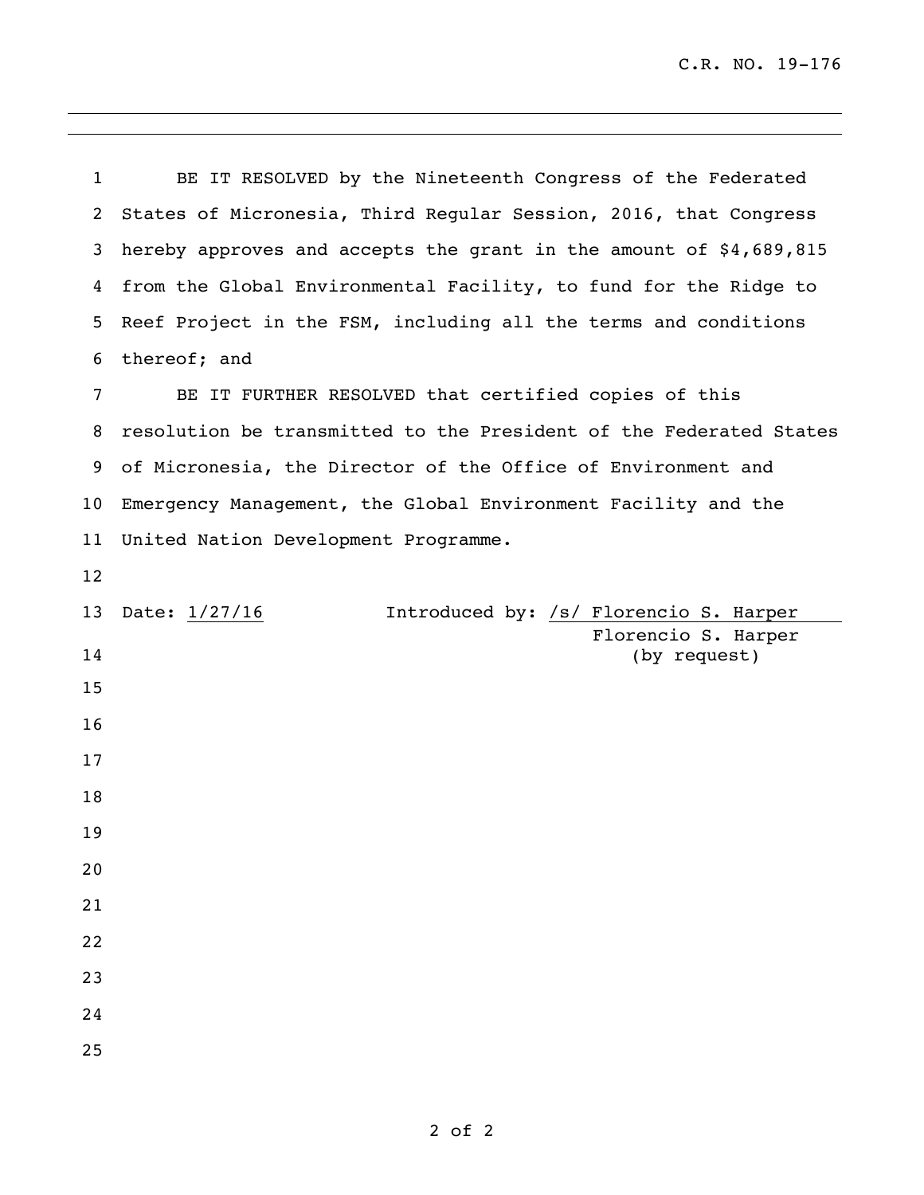BE IT RESOLVED by the Nineteenth Congress of the Federated States of Micronesia, Third Regular Session, 2016, that Congress hereby approves and accepts the grant in the amount of $4,689,815 from the Global Environmental Facility, to fund for the Ridge to Reef Project in the FSM, including all the terms and conditions thereof; and

BE IT FURTHER RESOLVED that certified copies of this resolution be transmitted to the President of the Federated States of Micronesia, the Director of the Office of Environment and Emergency Management, the Global Environment Facility and the United Nation Development Programme.

Date: 1/27/16

Introduced by: /s/ Florencio S. Harper
Florencio S. Harper
(by request)